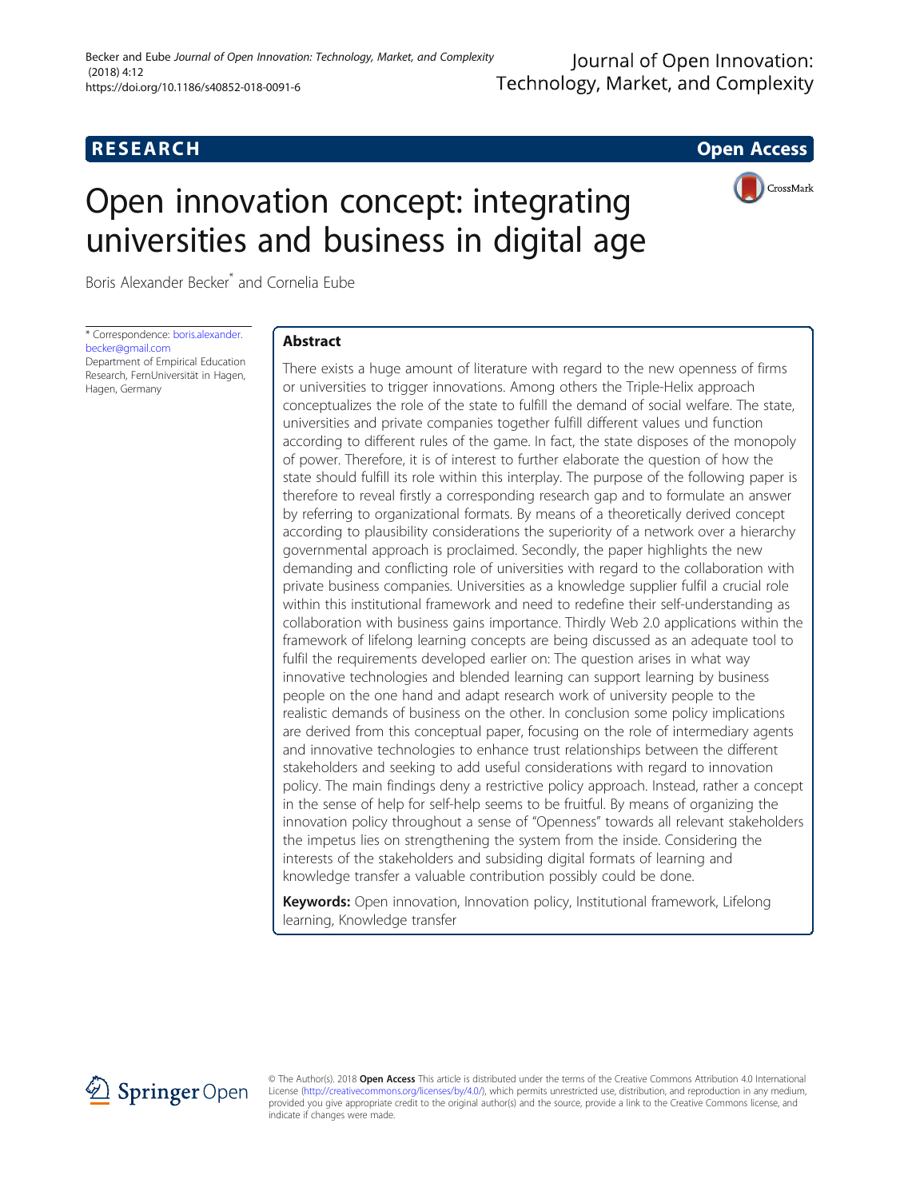RESEARCH

Open Access

# Open innovation concept: integrating universities and business in digital age

Boris Alexander Becker* and Cornelia Eube

\* Correspondence: boris.alexander.becker@gmail.com
Department of Empirical Education Research, FernUniversität in Hagen, Hagen, Germany

## Abstract

There exists a huge amount of literature with regard to the new openness of firms or universities to trigger innovations. Among others the Triple-Helix approach conceptualizes the role of the state to fulfill the demand of social welfare. The state, universities and private companies together fulfill different values und function according to different rules of the game. In fact, the state disposes of the monopoly of power. Therefore, it is of interest to further elaborate the question of how the state should fulfill its role within this interplay. The purpose of the following paper is therefore to reveal firstly a corresponding research gap and to formulate an answer by referring to organizational formats. By means of a theoretically derived concept according to plausibility considerations the superiority of a network over a hierarchy governmental approach is proclaimed. Secondly, the paper highlights the new demanding and conflicting role of universities with regard to the collaboration with private business companies. Universities as a knowledge supplier fulfil a crucial role within this institutional framework and need to redefine their self-understanding as collaboration with business gains importance. Thirdly Web 2.0 applications within the framework of lifelong learning concepts are being discussed as an adequate tool to fulfil the requirements developed earlier on: The question arises in what way innovative technologies and blended learning can support learning by business people on the one hand and adapt research work of university people to the realistic demands of business on the other. In conclusion some policy implications are derived from this conceptual paper, focusing on the role of intermediary agents and innovative technologies to enhance trust relationships between the different stakeholders and seeking to add useful considerations with regard to innovation policy. The main findings deny a restrictive policy approach. Instead, rather a concept in the sense of help for self-help seems to be fruitful. By means of organizing the innovation policy throughout a sense of "Openness" towards all relevant stakeholders the impetus lies on strengthening the system from the inside. Considering the interests of the stakeholders and subsiding digital formats of learning and knowledge transfer a valuable contribution possibly could be done.

**Keywords:** Open innovation, Innovation policy, Institutional framework, Lifelong learning, Knowledge transfer

© The Author(s). 2018 **Open Access** This article is distributed under the terms of the Creative Commons Attribution 4.0 International License (http://creativecommons.org/licenses/by/4.0/), which permits unrestricted use, distribution, and reproduction in any medium, provided you give appropriate credit to the original author(s) and the source, provide a link to the Creative Commons license, and indicate if changes were made.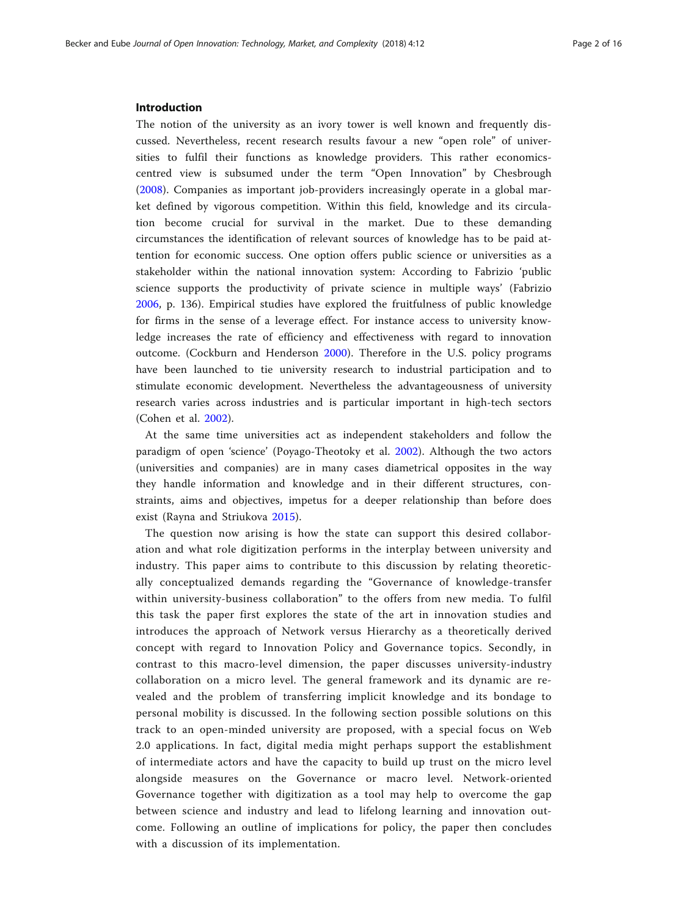## Introduction

The notion of the university as an ivory tower is well known and frequently discussed. Nevertheless, recent research results favour a new "open role" of universities to fulfil their functions as knowledge providers. This rather economics-centred view is subsumed under the term "Open Innovation" by Chesbrough (2008). Companies as important job-providers increasingly operate in a global market defined by vigorous competition. Within this field, knowledge and its circulation become crucial for survival in the market. Due to these demanding circumstances the identification of relevant sources of knowledge has to be paid attention for economic success. One option offers public science or universities as a stakeholder within the national innovation system: According to Fabrizio 'public science supports the productivity of private science in multiple ways' (Fabrizio 2006, p. 136). Empirical studies have explored the fruitfulness of public knowledge for firms in the sense of a leverage effect. For instance access to university knowledge increases the rate of efficiency and effectiveness with regard to innovation outcome. (Cockburn and Henderson 2000). Therefore in the U.S. policy programs have been launched to tie university research to industrial participation and to stimulate economic development. Nevertheless the advantageousness of university research varies across industries and is particular important in high-tech sectors (Cohen et al. 2002).

At the same time universities act as independent stakeholders and follow the paradigm of open 'science' (Poyago-Theotoky et al. 2002). Although the two actors (universities and companies) are in many cases diametrical opposites in the way they handle information and knowledge and in their different structures, constraints, aims and objectives, impetus for a deeper relationship than before does exist (Rayna and Striukova 2015).

The question now arising is how the state can support this desired collaboration and what role digitization performs in the interplay between university and industry. This paper aims to contribute to this discussion by relating theoretically conceptualized demands regarding the "Governance of knowledge-transfer within university-business collaboration" to the offers from new media. To fulfil this task the paper first explores the state of the art in innovation studies and introduces the approach of Network versus Hierarchy as a theoretically derived concept with regard to Innovation Policy and Governance topics. Secondly, in contrast to this macro-level dimension, the paper discusses university-industry collaboration on a micro level. The general framework and its dynamic are revealed and the problem of transferring implicit knowledge and its bondage to personal mobility is discussed. In the following section possible solutions on this track to an open-minded university are proposed, with a special focus on Web 2.0 applications. In fact, digital media might perhaps support the establishment of intermediate actors and have the capacity to build up trust on the micro level alongside measures on the Governance or macro level. Network-oriented Governance together with digitization as a tool may help to overcome the gap between science and industry and lead to lifelong learning and innovation outcome. Following an outline of implications for policy, the paper then concludes with a discussion of its implementation.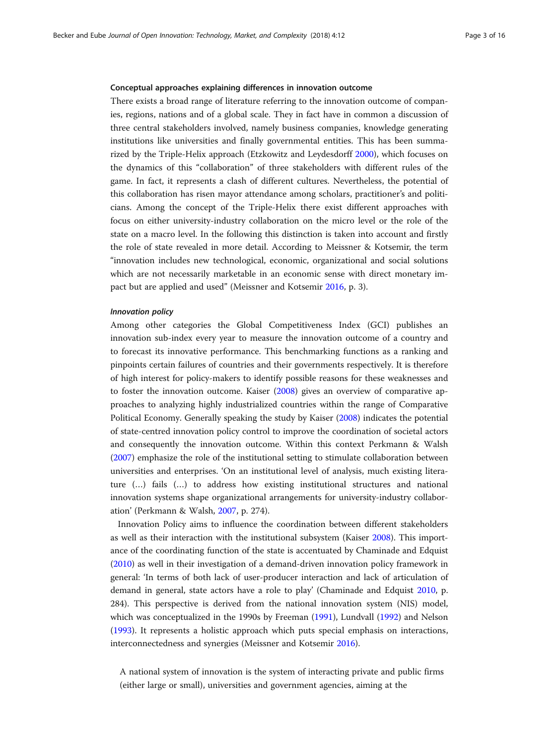### Conceptual approaches explaining differences in innovation outcome

There exists a broad range of literature referring to the innovation outcome of companies, regions, nations and of a global scale. They in fact have in common a discussion of three central stakeholders involved, namely business companies, knowledge generating institutions like universities and finally governmental entities. This has been summarized by the Triple-Helix approach (Etzkowitz and Leydesdorff 2000), which focuses on the dynamics of this "collaboration" of three stakeholders with different rules of the game. In fact, it represents a clash of different cultures. Nevertheless, the potential of this collaboration has risen mayor attendance among scholars, practitioner's and politicians. Among the concept of the Triple-Helix there exist different approaches with focus on either university-industry collaboration on the micro level or the role of the state on a macro level. In the following this distinction is taken into account and firstly the role of state revealed in more detail. According to Meissner & Kotsemir, the term "innovation includes new technological, economic, organizational and social solutions which are not necessarily marketable in an economic sense with direct monetary impact but are applied and used" (Meissner and Kotsemir 2016, p. 3).

#### *Innovation policy*

Among other categories the Global Competitiveness Index (GCI) publishes an innovation sub-index every year to measure the innovation outcome of a country and to forecast its innovative performance. This benchmarking functions as a ranking and pinpoints certain failures of countries and their governments respectively. It is therefore of high interest for policy-makers to identify possible reasons for these weaknesses and to foster the innovation outcome. Kaiser (2008) gives an overview of comparative approaches to analyzing highly industrialized countries within the range of Comparative Political Economy. Generally speaking the study by Kaiser (2008) indicates the potential of state-centred innovation policy control to improve the coordination of societal actors and consequently the innovation outcome. Within this context Perkmann & Walsh (2007) emphasize the role of the institutional setting to stimulate collaboration between universities and enterprises. 'On an institutional level of analysis, much existing literature (…) fails (…) to address how existing institutional structures and national innovation systems shape organizational arrangements for university-industry collaboration' (Perkmann & Walsh, 2007, p. 274).

Innovation Policy aims to influence the coordination between different stakeholders as well as their interaction with the institutional subsystem (Kaiser 2008). This importance of the coordinating function of the state is accentuated by Chaminade and Edquist (2010) as well in their investigation of a demand-driven innovation policy framework in general: 'In terms of both lack of user-producer interaction and lack of articulation of demand in general, state actors have a role to play' (Chaminade and Edquist 2010, p. 284). This perspective is derived from the national innovation system (NIS) model, which was conceptualized in the 1990s by Freeman (1991), Lundvall (1992) and Nelson (1993). It represents a holistic approach which puts special emphasis on interactions, interconnectedness and synergies (Meissner and Kotsemir 2016).

> A national system of innovation is the system of interacting private and public firms (either large or small), universities and government agencies, aiming at the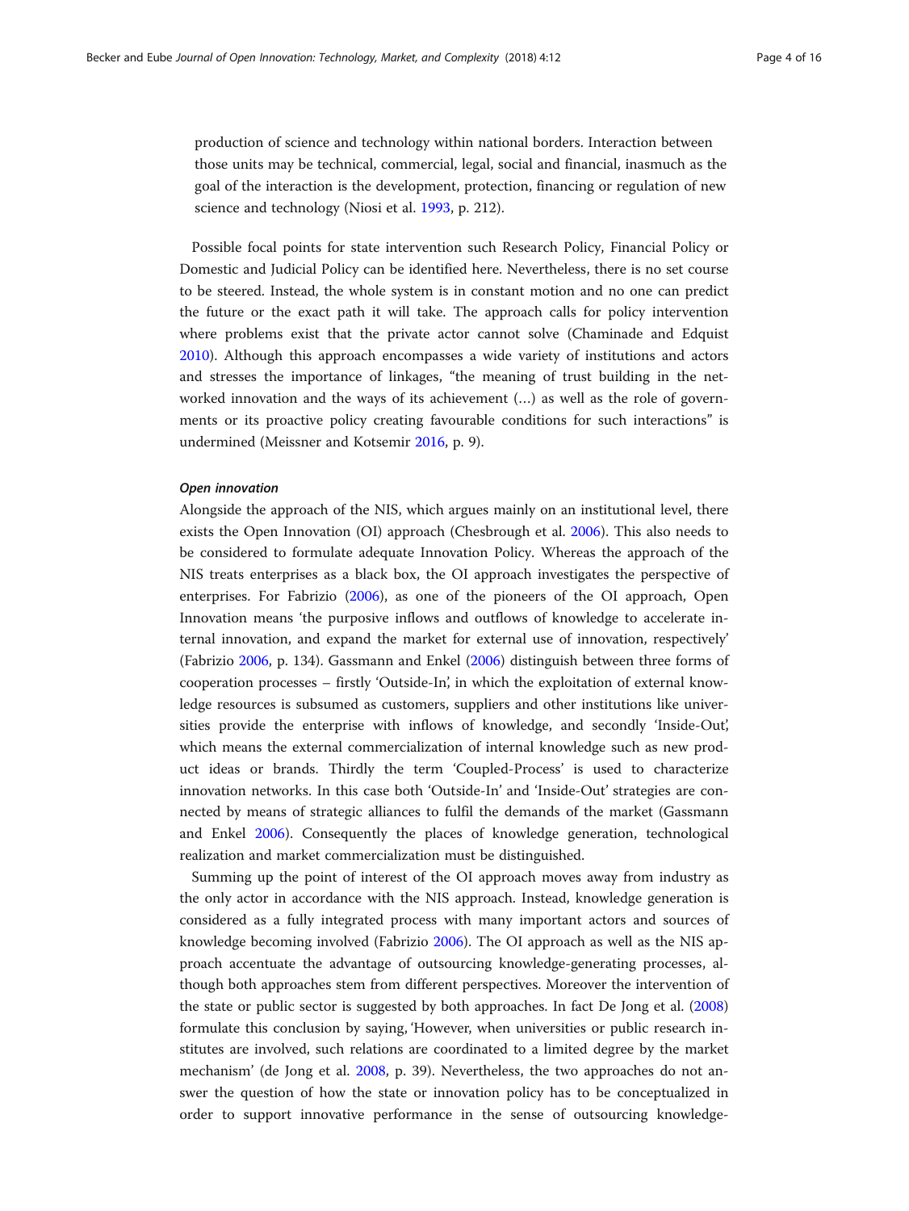production of science and technology within national borders. Interaction between those units may be technical, commercial, legal, social and financial, inasmuch as the goal of the interaction is the development, protection, financing or regulation of new science and technology (Niosi et al. 1993, p. 212).

Possible focal points for state intervention such Research Policy, Financial Policy or Domestic and Judicial Policy can be identified here. Nevertheless, there is no set course to be steered. Instead, the whole system is in constant motion and no one can predict the future or the exact path it will take. The approach calls for policy intervention where problems exist that the private actor cannot solve (Chaminade and Edquist 2010). Although this approach encompasses a wide variety of institutions and actors and stresses the importance of linkages, "the meaning of trust building in the networked innovation and the ways of its achievement (…) as well as the role of governments or its proactive policy creating favourable conditions for such interactions" is undermined (Meissner and Kotsemir 2016, p. 9).

#### *Open innovation*

Alongside the approach of the NIS, which argues mainly on an institutional level, there exists the Open Innovation (OI) approach (Chesbrough et al. 2006). This also needs to be considered to formulate adequate Innovation Policy. Whereas the approach of the NIS treats enterprises as a black box, the OI approach investigates the perspective of enterprises. For Fabrizio (2006), as one of the pioneers of the OI approach, Open Innovation means 'the purposive inflows and outflows of knowledge to accelerate internal innovation, and expand the market for external use of innovation, respectively' (Fabrizio 2006, p. 134). Gassmann and Enkel (2006) distinguish between three forms of cooperation processes – firstly 'Outside-In', in which the exploitation of external knowledge resources is subsumed as customers, suppliers and other institutions like universities provide the enterprise with inflows of knowledge, and secondly 'Inside-Out', which means the external commercialization of internal knowledge such as new product ideas or brands. Thirdly the term 'Coupled-Process' is used to characterize innovation networks. In this case both 'Outside-In' and 'Inside-Out' strategies are connected by means of strategic alliances to fulfil the demands of the market (Gassmann and Enkel 2006). Consequently the places of knowledge generation, technological realization and market commercialization must be distinguished.

Summing up the point of interest of the OI approach moves away from industry as the only actor in accordance with the NIS approach. Instead, knowledge generation is considered as a fully integrated process with many important actors and sources of knowledge becoming involved (Fabrizio 2006). The OI approach as well as the NIS approach accentuate the advantage of outsourcing knowledge-generating processes, although both approaches stem from different perspectives. Moreover the intervention of the state or public sector is suggested by both approaches. In fact De Jong et al. (2008) formulate this conclusion by saying, 'However, when universities or public research institutes are involved, such relations are coordinated to a limited degree by the market mechanism' (de Jong et al. 2008, p. 39). Nevertheless, the two approaches do not answer the question of how the state or innovation policy has to be conceptualized in order to support innovative performance in the sense of outsourcing knowledge-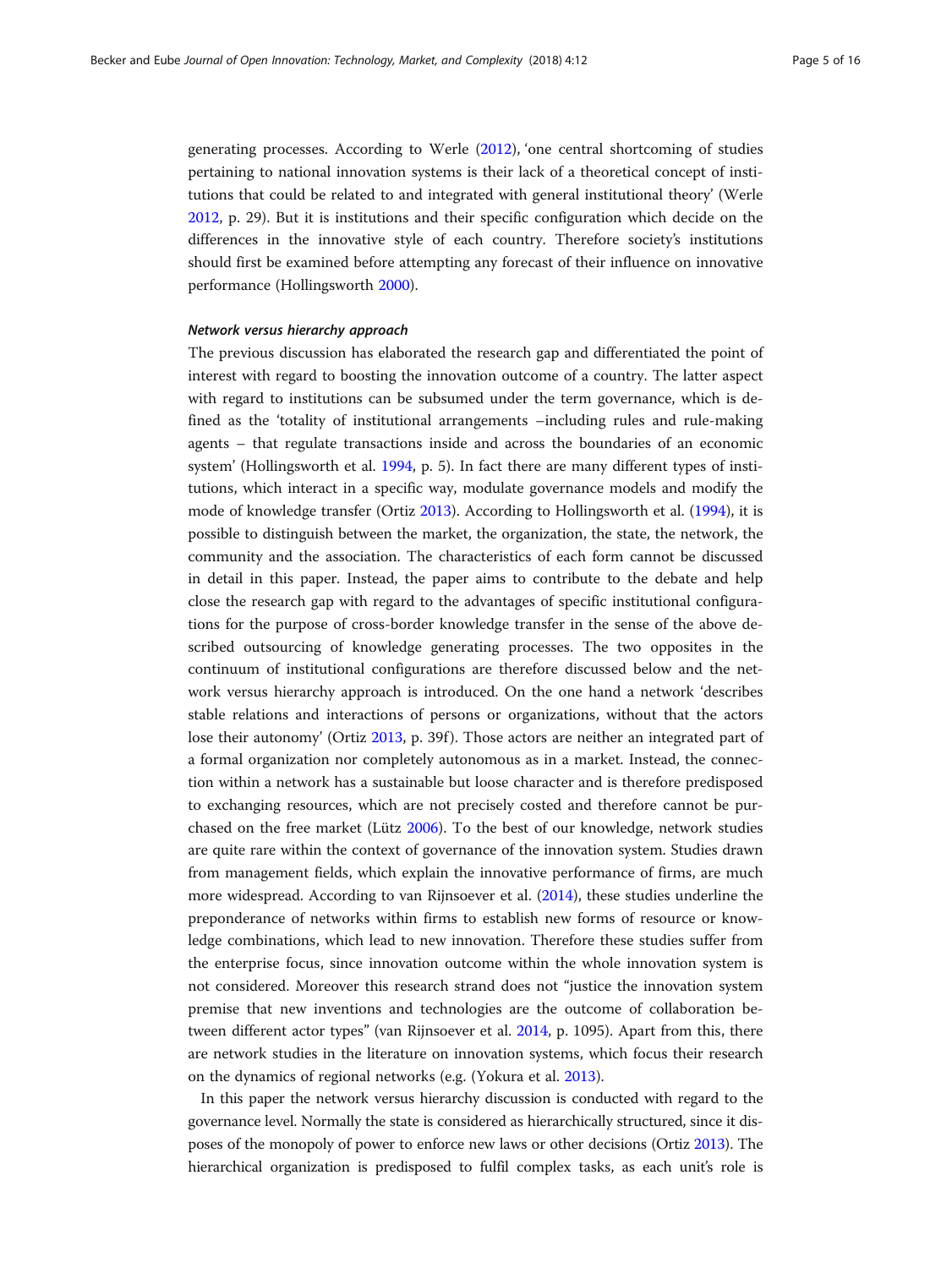generating processes. According to Werle (2012), 'one central shortcoming of studies pertaining to national innovation systems is their lack of a theoretical concept of institutions that could be related to and integrated with general institutional theory' (Werle 2012, p. 29). But it is institutions and their specific configuration which decide on the differences in the innovative style of each country. Therefore society's institutions should first be examined before attempting any forecast of their influence on innovative performance (Hollingsworth 2000).

#### *Network versus hierarchy approach*

The previous discussion has elaborated the research gap and differentiated the point of interest with regard to boosting the innovation outcome of a country. The latter aspect with regard to institutions can be subsumed under the term governance, which is defined as the 'totality of institutional arrangements –including rules and rule-making agents – that regulate transactions inside and across the boundaries of an economic system' (Hollingsworth et al. 1994, p. 5). In fact there are many different types of institutions, which interact in a specific way, modulate governance models and modify the mode of knowledge transfer (Ortiz 2013). According to Hollingsworth et al. (1994), it is possible to distinguish between the market, the organization, the state, the network, the community and the association. The characteristics of each form cannot be discussed in detail in this paper. Instead, the paper aims to contribute to the debate and help close the research gap with regard to the advantages of specific institutional configurations for the purpose of cross-border knowledge transfer in the sense of the above described outsourcing of knowledge generating processes. The two opposites in the continuum of institutional configurations are therefore discussed below and the network versus hierarchy approach is introduced. On the one hand a network 'describes stable relations and interactions of persons or organizations, without that the actors lose their autonomy' (Ortiz 2013, p. 39f). Those actors are neither an integrated part of a formal organization nor completely autonomous as in a market. Instead, the connection within a network has a sustainable but loose character and is therefore predisposed to exchanging resources, which are not precisely costed and therefore cannot be purchased on the free market (Lütz 2006). To the best of our knowledge, network studies are quite rare within the context of governance of the innovation system. Studies drawn from management fields, which explain the innovative performance of firms, are much more widespread. According to van Rijnsoever et al. (2014), these studies underline the preponderance of networks within firms to establish new forms of resource or knowledge combinations, which lead to new innovation. Therefore these studies suffer from the enterprise focus, since innovation outcome within the whole innovation system is not considered. Moreover this research strand does not "justice the innovation system premise that new inventions and technologies are the outcome of collaboration between different actor types" (van Rijnsoever et al. 2014, p. 1095). Apart from this, there are network studies in the literature on innovation systems, which focus their research on the dynamics of regional networks (e.g. (Yokura et al. 2013).

In this paper the network versus hierarchy discussion is conducted with regard to the governance level. Normally the state is considered as hierarchically structured, since it disposes of the monopoly of power to enforce new laws or other decisions (Ortiz 2013). The hierarchical organization is predisposed to fulfil complex tasks, as each unit's role is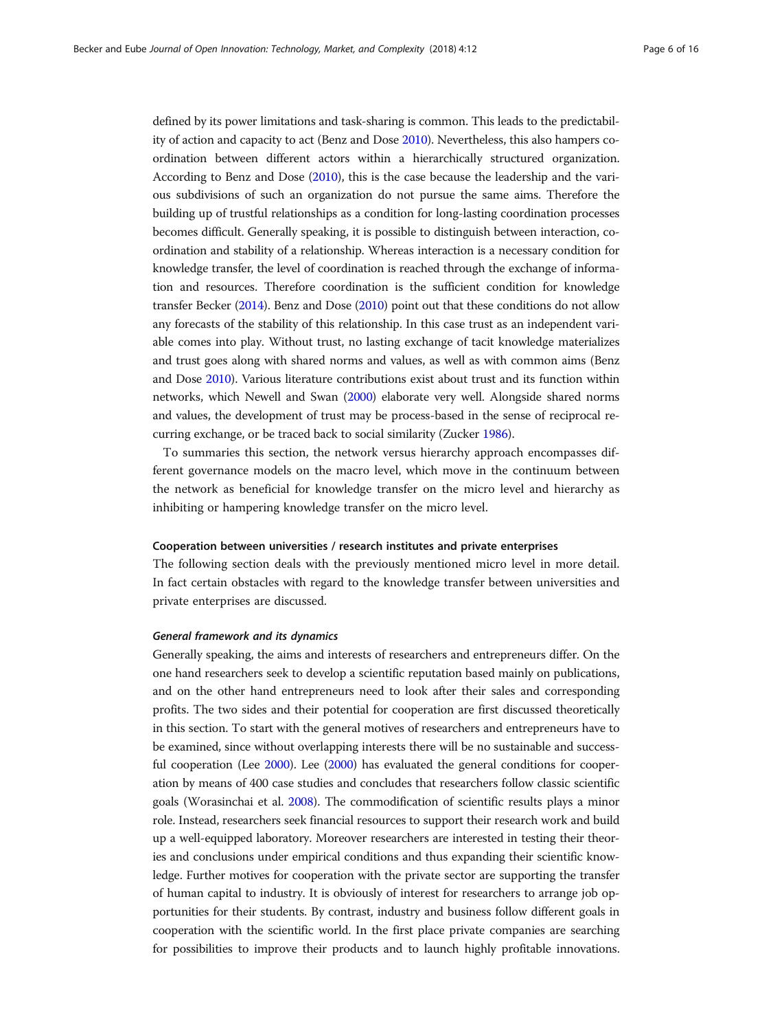defined by its power limitations and task-sharing is common. This leads to the predictability of action and capacity to act (Benz and Dose 2010). Nevertheless, this also hampers coordination between different actors within a hierarchically structured organization. According to Benz and Dose (2010), this is the case because the leadership and the various subdivisions of such an organization do not pursue the same aims. Therefore the building up of trustful relationships as a condition for long-lasting coordination processes becomes difficult. Generally speaking, it is possible to distinguish between interaction, coordination and stability of a relationship. Whereas interaction is a necessary condition for knowledge transfer, the level of coordination is reached through the exchange of information and resources. Therefore coordination is the sufficient condition for knowledge transfer Becker (2014). Benz and Dose (2010) point out that these conditions do not allow any forecasts of the stability of this relationship. In this case trust as an independent variable comes into play. Without trust, no lasting exchange of tacit knowledge materializes and trust goes along with shared norms and values, as well as with common aims (Benz and Dose 2010). Various literature contributions exist about trust and its function within networks, which Newell and Swan (2000) elaborate very well. Alongside shared norms and values, the development of trust may be process-based in the sense of reciprocal recurring exchange, or be traced back to social similarity (Zucker 1986).

To summaries this section, the network versus hierarchy approach encompasses different governance models on the macro level, which move in the continuum between the network as beneficial for knowledge transfer on the micro level and hierarchy as inhibiting or hampering knowledge transfer on the micro level.

### Cooperation between universities / research institutes and private enterprises

The following section deals with the previously mentioned micro level in more detail. In fact certain obstacles with regard to the knowledge transfer between universities and private enterprises are discussed.

#### *General framework and its dynamics*

Generally speaking, the aims and interests of researchers and entrepreneurs differ. On the one hand researchers seek to develop a scientific reputation based mainly on publications, and on the other hand entrepreneurs need to look after their sales and corresponding profits. The two sides and their potential for cooperation are first discussed theoretically in this section. To start with the general motives of researchers and entrepreneurs have to be examined, since without overlapping interests there will be no sustainable and successful cooperation (Lee 2000). Lee (2000) has evaluated the general conditions for cooperation by means of 400 case studies and concludes that researchers follow classic scientific goals (Worasinchai et al. 2008). The commodification of scientific results plays a minor role. Instead, researchers seek financial resources to support their research work and build up a well-equipped laboratory. Moreover researchers are interested in testing their theories and conclusions under empirical conditions and thus expanding their scientific knowledge. Further motives for cooperation with the private sector are supporting the transfer of human capital to industry. It is obviously of interest for researchers to arrange job opportunities for their students. By contrast, industry and business follow different goals in cooperation with the scientific world. In the first place private companies are searching for possibilities to improve their products and to launch highly profitable innovations.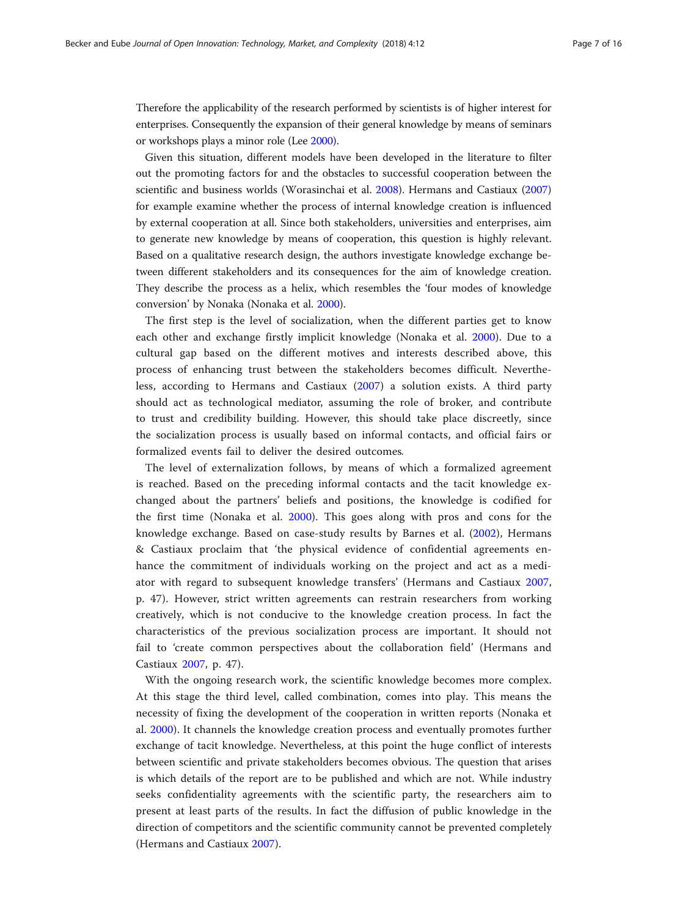Therefore the applicability of the research performed by scientists is of higher interest for enterprises. Consequently the expansion of their general knowledge by means of seminars or workshops plays a minor role (Lee 2000).

Given this situation, different models have been developed in the literature to filter out the promoting factors for and the obstacles to successful cooperation between the scientific and business worlds (Worasinchai et al. 2008). Hermans and Castiaux (2007) for example examine whether the process of internal knowledge creation is influenced by external cooperation at all. Since both stakeholders, universities and enterprises, aim to generate new knowledge by means of cooperation, this question is highly relevant. Based on a qualitative research design, the authors investigate knowledge exchange between different stakeholders and its consequences for the aim of knowledge creation. They describe the process as a helix, which resembles the 'four modes of knowledge conversion' by Nonaka (Nonaka et al. 2000).

The first step is the level of socialization, when the different parties get to know each other and exchange firstly implicit knowledge (Nonaka et al. 2000). Due to a cultural gap based on the different motives and interests described above, this process of enhancing trust between the stakeholders becomes difficult. Nevertheless, according to Hermans and Castiaux (2007) a solution exists. A third party should act as technological mediator, assuming the role of broker, and contribute to trust and credibility building. However, this should take place discreetly, since the socialization process is usually based on informal contacts, and official fairs or formalized events fail to deliver the desired outcomes.

The level of externalization follows, by means of which a formalized agreement is reached. Based on the preceding informal contacts and the tacit knowledge exchanged about the partners' beliefs and positions, the knowledge is codified for the first time (Nonaka et al. 2000). This goes along with pros and cons for the knowledge exchange. Based on case-study results by Barnes et al. (2002), Hermans & Castiaux proclaim that 'the physical evidence of confidential agreements enhance the commitment of individuals working on the project and act as a mediator with regard to subsequent knowledge transfers' (Hermans and Castiaux 2007, p. 47). However, strict written agreements can restrain researchers from working creatively, which is not conducive to the knowledge creation process. In fact the characteristics of the previous socialization process are important. It should not fail to 'create common perspectives about the collaboration field' (Hermans and Castiaux 2007, p. 47).

With the ongoing research work, the scientific knowledge becomes more complex. At this stage the third level, called combination, comes into play. This means the necessity of fixing the development of the cooperation in written reports (Nonaka et al. 2000). It channels the knowledge creation process and eventually promotes further exchange of tacit knowledge. Nevertheless, at this point the huge conflict of interests between scientific and private stakeholders becomes obvious. The question that arises is which details of the report are to be published and which are not. While industry seeks confidentiality agreements with the scientific party, the researchers aim to present at least parts of the results. In fact the diffusion of public knowledge in the direction of competitors and the scientific community cannot be prevented completely (Hermans and Castiaux 2007).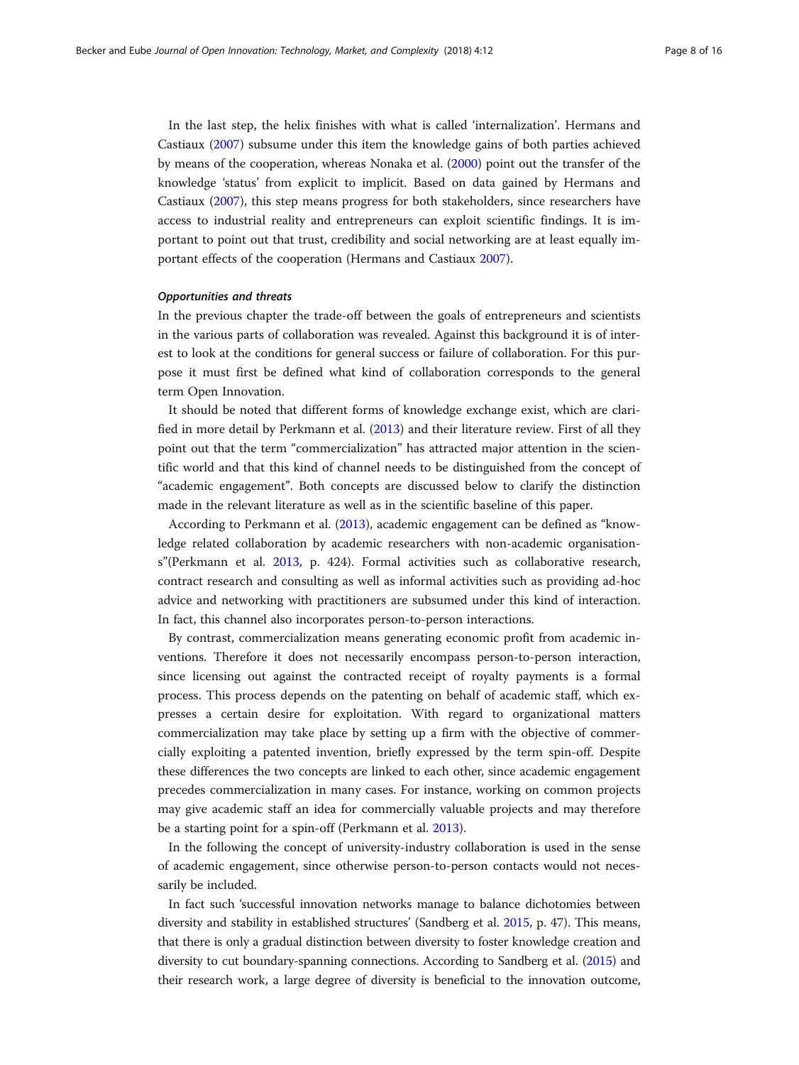In the last step, the helix finishes with what is called 'internalization'. Hermans and Castiaux (2007) subsume under this item the knowledge gains of both parties achieved by means of the cooperation, whereas Nonaka et al. (2000) point out the transfer of the knowledge 'status' from explicit to implicit. Based on data gained by Hermans and Castiaux (2007), this step means progress for both stakeholders, since researchers have access to industrial reality and entrepreneurs can exploit scientific findings. It is important to point out that trust, credibility and social networking are at least equally important effects of the cooperation (Hermans and Castiaux 2007).

### *Opportunities and threats*

In the previous chapter the trade-off between the goals of entrepreneurs and scientists in the various parts of collaboration was revealed. Against this background it is of interest to look at the conditions for general success or failure of collaboration. For this purpose it must first be defined what kind of collaboration corresponds to the general term Open Innovation.

It should be noted that different forms of knowledge exchange exist, which are clarified in more detail by Perkmann et al. (2013) and their literature review. First of all they point out that the term "commercialization" has attracted major attention in the scientific world and that this kind of channel needs to be distinguished from the concept of "academic engagement". Both concepts are discussed below to clarify the distinction made in the relevant literature as well as in the scientific baseline of this paper.

According to Perkmann et al. (2013), academic engagement can be defined as "knowledge related collaboration by academic researchers with non-academic organisations"(Perkmann et al. 2013, p. 424). Formal activities such as collaborative research, contract research and consulting as well as informal activities such as providing ad-hoc advice and networking with practitioners are subsumed under this kind of interaction. In fact, this channel also incorporates person-to-person interactions.

By contrast, commercialization means generating economic profit from academic inventions. Therefore it does not necessarily encompass person-to-person interaction, since licensing out against the contracted receipt of royalty payments is a formal process. This process depends on the patenting on behalf of academic staff, which expresses a certain desire for exploitation. With regard to organizational matters commercialization may take place by setting up a firm with the objective of commercially exploiting a patented invention, briefly expressed by the term spin-off. Despite these differences the two concepts are linked to each other, since academic engagement precedes commercialization in many cases. For instance, working on common projects may give academic staff an idea for commercially valuable projects and may therefore be a starting point for a spin-off (Perkmann et al. 2013).

In the following the concept of university-industry collaboration is used in the sense of academic engagement, since otherwise person-to-person contacts would not necessarily be included.

In fact such 'successful innovation networks manage to balance dichotomies between diversity and stability in established structures' (Sandberg et al. 2015, p. 47). This means, that there is only a gradual distinction between diversity to foster knowledge creation and diversity to cut boundary-spanning connections. According to Sandberg et al. (2015) and their research work, a large degree of diversity is beneficial to the innovation outcome,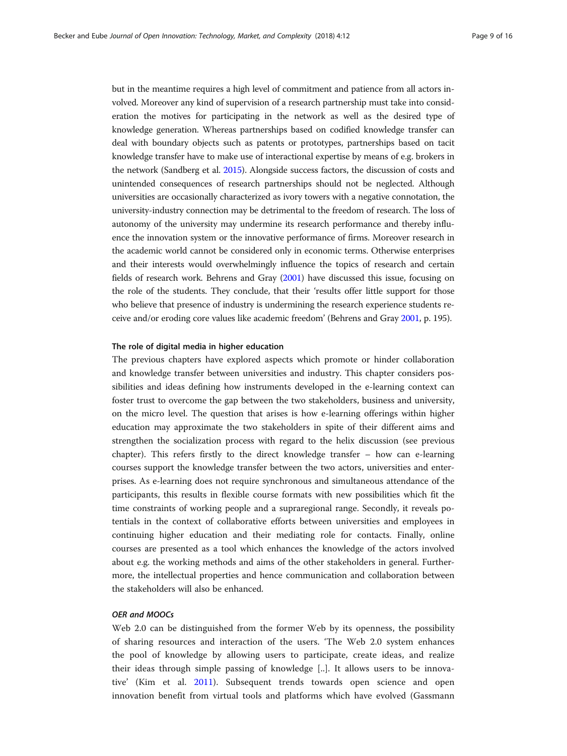but in the meantime requires a high level of commitment and patience from all actors involved. Moreover any kind of supervision of a research partnership must take into consideration the motives for participating in the network as well as the desired type of knowledge generation. Whereas partnerships based on codified knowledge transfer can deal with boundary objects such as patents or prototypes, partnerships based on tacit knowledge transfer have to make use of interactional expertise by means of e.g. brokers in the network (Sandberg et al. 2015). Alongside success factors, the discussion of costs and unintended consequences of research partnerships should not be neglected. Although universities are occasionally characterized as ivory towers with a negative connotation, the university-industry connection may be detrimental to the freedom of research. The loss of autonomy of the university may undermine its research performance and thereby influence the innovation system or the innovative performance of firms. Moreover research in the academic world cannot be considered only in economic terms. Otherwise enterprises and their interests would overwhelmingly influence the topics of research and certain fields of research work. Behrens and Gray (2001) have discussed this issue, focusing on the role of the students. They conclude, that their 'results offer little support for those who believe that presence of industry is undermining the research experience students receive and/or eroding core values like academic freedom' (Behrens and Gray 2001, p. 195).

## The role of digital media in higher education

The previous chapters have explored aspects which promote or hinder collaboration and knowledge transfer between universities and industry. This chapter considers possibilities and ideas defining how instruments developed in the e-learning context can foster trust to overcome the gap between the two stakeholders, business and university, on the micro level. The question that arises is how e-learning offerings within higher education may approximate the two stakeholders in spite of their different aims and strengthen the socialization process with regard to the helix discussion (see previous chapter). This refers firstly to the direct knowledge transfer – how can e-learning courses support the knowledge transfer between the two actors, universities and enterprises. As e-learning does not require synchronous and simultaneous attendance of the participants, this results in flexible course formats with new possibilities which fit the time constraints of working people and a supraregional range. Secondly, it reveals potentials in the context of collaborative efforts between universities and employees in continuing higher education and their mediating role for contacts. Finally, online courses are presented as a tool which enhances the knowledge of the actors involved about e.g. the working methods and aims of the other stakeholders in general. Furthermore, the intellectual properties and hence communication and collaboration between the stakeholders will also be enhanced.

### *OER and MOOCs*

Web 2.0 can be distinguished from the former Web by its openness, the possibility of sharing resources and interaction of the users. 'The Web 2.0 system enhances the pool of knowledge by allowing users to participate, create ideas, and realize their ideas through simple passing of knowledge [..]. It allows users to be innovative' (Kim et al. 2011). Subsequent trends towards open science and open innovation benefit from virtual tools and platforms which have evolved (Gassmann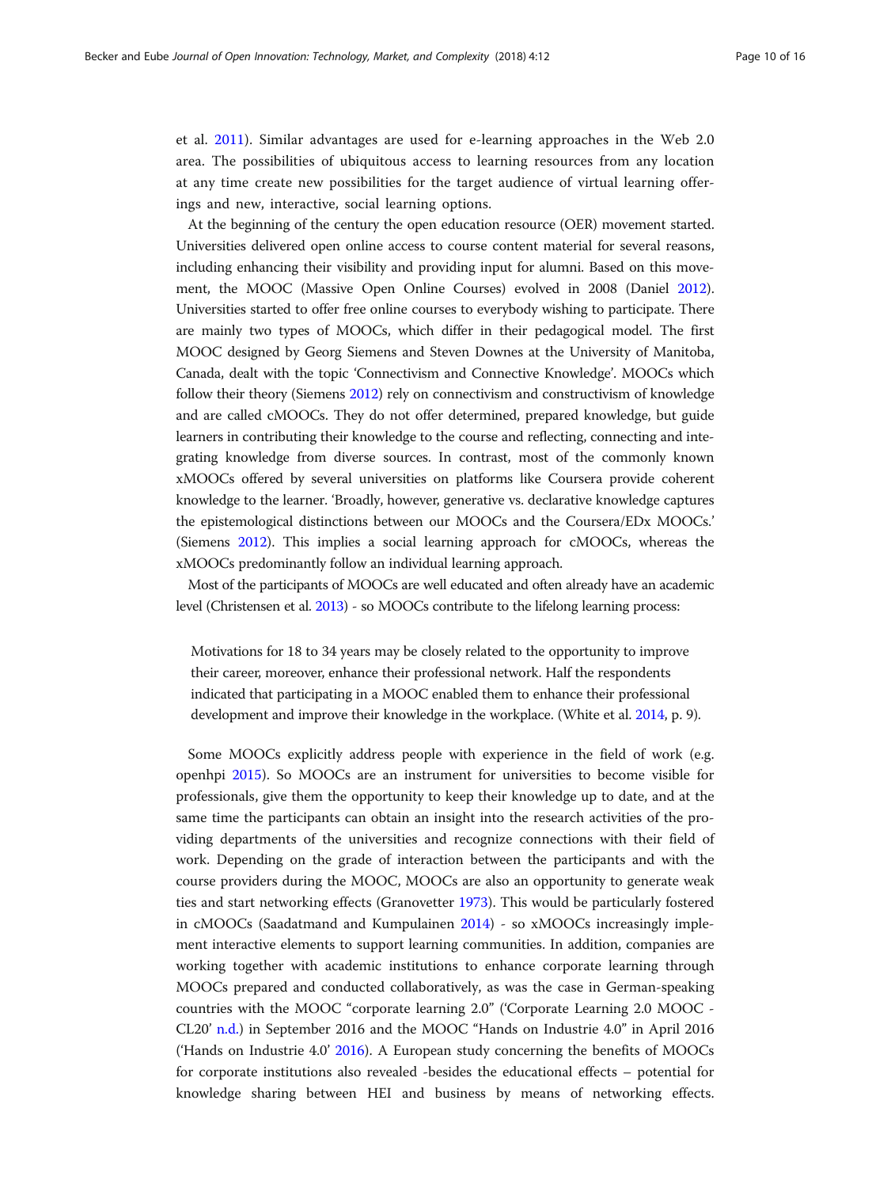et al. 2011). Similar advantages are used for e-learning approaches in the Web 2.0 area. The possibilities of ubiquitous access to learning resources from any location at any time create new possibilities for the target audience of virtual learning offerings and new, interactive, social learning options.

At the beginning of the century the open education resource (OER) movement started. Universities delivered open online access to course content material for several reasons, including enhancing their visibility and providing input for alumni. Based on this movement, the MOOC (Massive Open Online Courses) evolved in 2008 (Daniel 2012). Universities started to offer free online courses to everybody wishing to participate. There are mainly two types of MOOCs, which differ in their pedagogical model. The first MOOC designed by Georg Siemens and Steven Downes at the University of Manitoba, Canada, dealt with the topic 'Connectivism and Connective Knowledge'. MOOCs which follow their theory (Siemens 2012) rely on connectivism and constructivism of knowledge and are called cMOOCs. They do not offer determined, prepared knowledge, but guide learners in contributing their knowledge to the course and reflecting, connecting and integrating knowledge from diverse sources. In contrast, most of the commonly known xMOOCs offered by several universities on platforms like Coursera provide coherent knowledge to the learner. 'Broadly, however, generative vs. declarative knowledge captures the epistemological distinctions between our MOOCs and the Coursera/EDx MOOCs.' (Siemens 2012). This implies a social learning approach for cMOOCs, whereas the xMOOCs predominantly follow an individual learning approach.

Most of the participants of MOOCs are well educated and often already have an academic level (Christensen et al. 2013) - so MOOCs contribute to the lifelong learning process:

> Motivations for 18 to 34 years may be closely related to the opportunity to improve their career, moreover, enhance their professional network. Half the respondents indicated that participating in a MOOC enabled them to enhance their professional development and improve their knowledge in the workplace. (White et al. 2014, p. 9).

Some MOOCs explicitly address people with experience in the field of work (e.g. openhpi 2015). So MOOCs are an instrument for universities to become visible for professionals, give them the opportunity to keep their knowledge up to date, and at the same time the participants can obtain an insight into the research activities of the providing departments of the universities and recognize connections with their field of work. Depending on the grade of interaction between the participants and with the course providers during the MOOC, MOOCs are also an opportunity to generate weak ties and start networking effects (Granovetter 1973). This would be particularly fostered in cMOOCs (Saadatmand and Kumpulainen 2014) - so xMOOCs increasingly implement interactive elements to support learning communities. In addition, companies are working together with academic institutions to enhance corporate learning through MOOCs prepared and conducted collaboratively, as was the case in German-speaking countries with the MOOC "corporate learning 2.0" ('Corporate Learning 2.0 MOOC - CL20' n.d.) in September 2016 and the MOOC "Hands on Industrie 4.0" in April 2016 ('Hands on Industrie 4.0' 2016). A European study concerning the benefits of MOOCs for corporate institutions also revealed -besides the educational effects – potential for knowledge sharing between HEI and business by means of networking effects.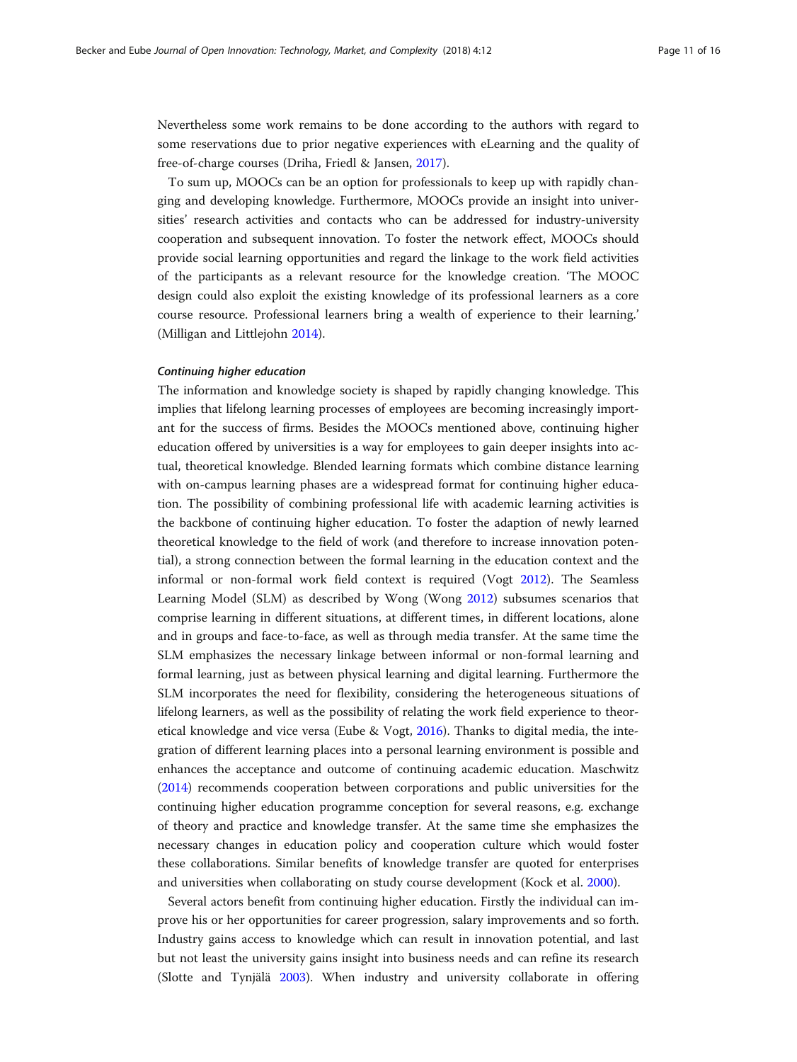Nevertheless some work remains to be done according to the authors with regard to some reservations due to prior negative experiences with eLearning and the quality of free-of-charge courses (Driha, Friedl & Jansen, 2017).

To sum up, MOOCs can be an option for professionals to keep up with rapidly changing and developing knowledge. Furthermore, MOOCs provide an insight into universities' research activities and contacts who can be addressed for industry-university cooperation and subsequent innovation. To foster the network effect, MOOCs should provide social learning opportunities and regard the linkage to the work field activities of the participants as a relevant resource for the knowledge creation. 'The MOOC design could also exploit the existing knowledge of its professional learners as a core course resource. Professional learners bring a wealth of experience to their learning.' (Milligan and Littlejohn 2014).

#### *Continuing higher education*

The information and knowledge society is shaped by rapidly changing knowledge. This implies that lifelong learning processes of employees are becoming increasingly important for the success of firms. Besides the MOOCs mentioned above, continuing higher education offered by universities is a way for employees to gain deeper insights into actual, theoretical knowledge. Blended learning formats which combine distance learning with on-campus learning phases are a widespread format for continuing higher education. The possibility of combining professional life with academic learning activities is the backbone of continuing higher education. To foster the adaption of newly learned theoretical knowledge to the field of work (and therefore to increase innovation potential), a strong connection between the formal learning in the education context and the informal or non-formal work field context is required (Vogt 2012). The Seamless Learning Model (SLM) as described by Wong (Wong 2012) subsumes scenarios that comprise learning in different situations, at different times, in different locations, alone and in groups and face-to-face, as well as through media transfer. At the same time the SLM emphasizes the necessary linkage between informal or non-formal learning and formal learning, just as between physical learning and digital learning. Furthermore the SLM incorporates the need for flexibility, considering the heterogeneous situations of lifelong learners, as well as the possibility of relating the work field experience to theoretical knowledge and vice versa (Eube & Vogt, 2016). Thanks to digital media, the integration of different learning places into a personal learning environment is possible and enhances the acceptance and outcome of continuing academic education. Maschwitz (2014) recommends cooperation between corporations and public universities for the continuing higher education programme conception for several reasons, e.g. exchange of theory and practice and knowledge transfer. At the same time she emphasizes the necessary changes in education policy and cooperation culture which would foster these collaborations. Similar benefits of knowledge transfer are quoted for enterprises and universities when collaborating on study course development (Kock et al. 2000).

Several actors benefit from continuing higher education. Firstly the individual can improve his or her opportunities for career progression, salary improvements and so forth. Industry gains access to knowledge which can result in innovation potential, and last but not least the university gains insight into business needs and can refine its research (Slotte and Tynjälä 2003). When industry and university collaborate in offering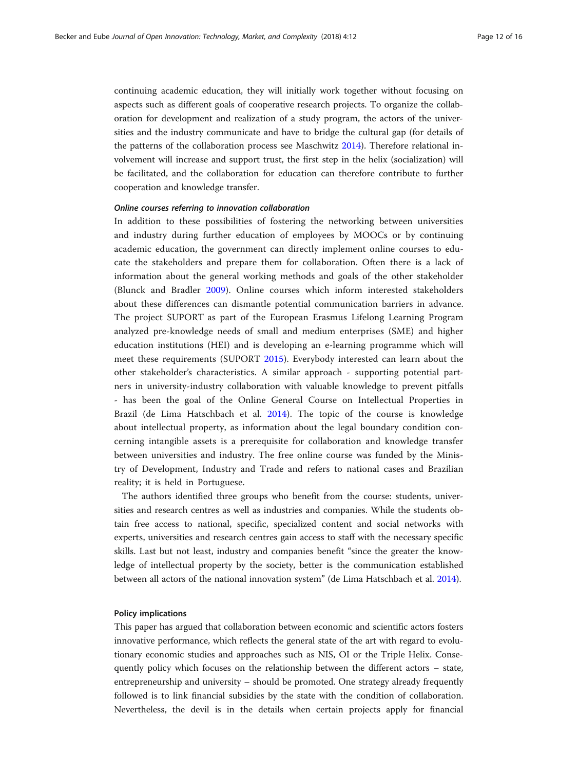continuing academic education, they will initially work together without focusing on aspects such as different goals of cooperative research projects. To organize the collaboration for development and realization of a study program, the actors of the universities and the industry communicate and have to bridge the cultural gap (for details of the patterns of the collaboration process see Maschwitz 2014). Therefore relational involvement will increase and support trust, the first step in the helix (socialization) will be facilitated, and the collaboration for education can therefore contribute to further cooperation and knowledge transfer.

#### *Online courses referring to innovation collaboration*

In addition to these possibilities of fostering the networking between universities and industry during further education of employees by MOOCs or by continuing academic education, the government can directly implement online courses to educate the stakeholders and prepare them for collaboration. Often there is a lack of information about the general working methods and goals of the other stakeholder (Blunck and Bradler 2009). Online courses which inform interested stakeholders about these differences can dismantle potential communication barriers in advance. The project SUPORT as part of the European Erasmus Lifelong Learning Program analyzed pre-knowledge needs of small and medium enterprises (SME) and higher education institutions (HEI) and is developing an e-learning programme which will meet these requirements (SUPORT 2015). Everybody interested can learn about the other stakeholder's characteristics. A similar approach - supporting potential partners in university-industry collaboration with valuable knowledge to prevent pitfalls - has been the goal of the Online General Course on Intellectual Properties in Brazil (de Lima Hatschbach et al. 2014). The topic of the course is knowledge about intellectual property, as information about the legal boundary condition concerning intangible assets is a prerequisite for collaboration and knowledge transfer between universities and industry. The free online course was funded by the Ministry of Development, Industry and Trade and refers to national cases and Brazilian reality; it is held in Portuguese.

The authors identified three groups who benefit from the course: students, universities and research centres as well as industries and companies. While the students obtain free access to national, specific, specialized content and social networks with experts, universities and research centres gain access to staff with the necessary specific skills. Last but not least, industry and companies benefit "since the greater the knowledge of intellectual property by the society, better is the communication established between all actors of the national innovation system" (de Lima Hatschbach et al. 2014).

### Policy implications

This paper has argued that collaboration between economic and scientific actors fosters innovative performance, which reflects the general state of the art with regard to evolutionary economic studies and approaches such as NIS, OI or the Triple Helix. Consequently policy which focuses on the relationship between the different actors – state, entrepreneurship and university – should be promoted. One strategy already frequently followed is to link financial subsidies by the state with the condition of collaboration. Nevertheless, the devil is in the details when certain projects apply for financial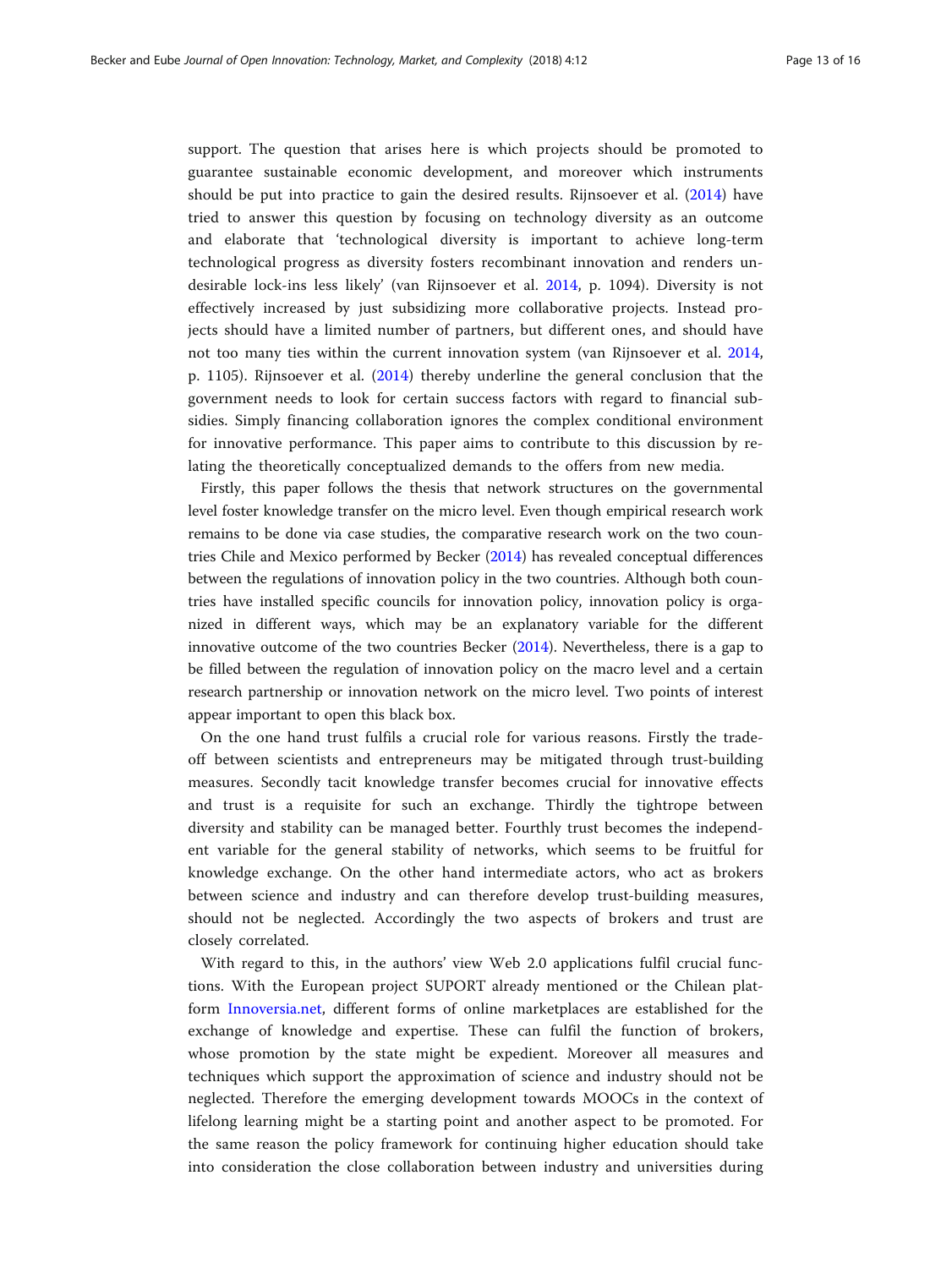support. The question that arises here is which projects should be promoted to guarantee sustainable economic development, and moreover which instruments should be put into practice to gain the desired results. Rijnsoever et al. (2014) have tried to answer this question by focusing on technology diversity as an outcome and elaborate that 'technological diversity is important to achieve long-term technological progress as diversity fosters recombinant innovation and renders undesirable lock-ins less likely' (van Rijnsoever et al. 2014, p. 1094). Diversity is not effectively increased by just subsidizing more collaborative projects. Instead projects should have a limited number of partners, but different ones, and should have not too many ties within the current innovation system (van Rijnsoever et al. 2014, p. 1105). Rijnsoever et al. (2014) thereby underline the general conclusion that the government needs to look for certain success factors with regard to financial subsidies. Simply financing collaboration ignores the complex conditional environment for innovative performance. This paper aims to contribute to this discussion by relating the theoretically conceptualized demands to the offers from new media.

Firstly, this paper follows the thesis that network structures on the governmental level foster knowledge transfer on the micro level. Even though empirical research work remains to be done via case studies, the comparative research work on the two countries Chile and Mexico performed by Becker (2014) has revealed conceptual differences between the regulations of innovation policy in the two countries. Although both countries have installed specific councils for innovation policy, innovation policy is organized in different ways, which may be an explanatory variable for the different innovative outcome of the two countries Becker (2014). Nevertheless, there is a gap to be filled between the regulation of innovation policy on the macro level and a certain research partnership or innovation network on the micro level. Two points of interest appear important to open this black box.

On the one hand trust fulfils a crucial role for various reasons. Firstly the trade-off between scientists and entrepreneurs may be mitigated through trust-building measures. Secondly tacit knowledge transfer becomes crucial for innovative effects and trust is a requisite for such an exchange. Thirdly the tightrope between diversity and stability can be managed better. Fourthly trust becomes the independent variable for the general stability of networks, which seems to be fruitful for knowledge exchange. On the other hand intermediate actors, who act as brokers between science and industry and can therefore develop trust-building measures, should not be neglected. Accordingly the two aspects of brokers and trust are closely correlated.

With regard to this, in the authors' view Web 2.0 applications fulfil crucial functions. With the European project SUPORT already mentioned or the Chilean platform Innoversia.net, different forms of online marketplaces are established for the exchange of knowledge and expertise. These can fulfil the function of brokers, whose promotion by the state might be expedient. Moreover all measures and techniques which support the approximation of science and industry should not be neglected. Therefore the emerging development towards MOOCs in the context of lifelong learning might be a starting point and another aspect to be promoted. For the same reason the policy framework for continuing higher education should take into consideration the close collaboration between industry and universities during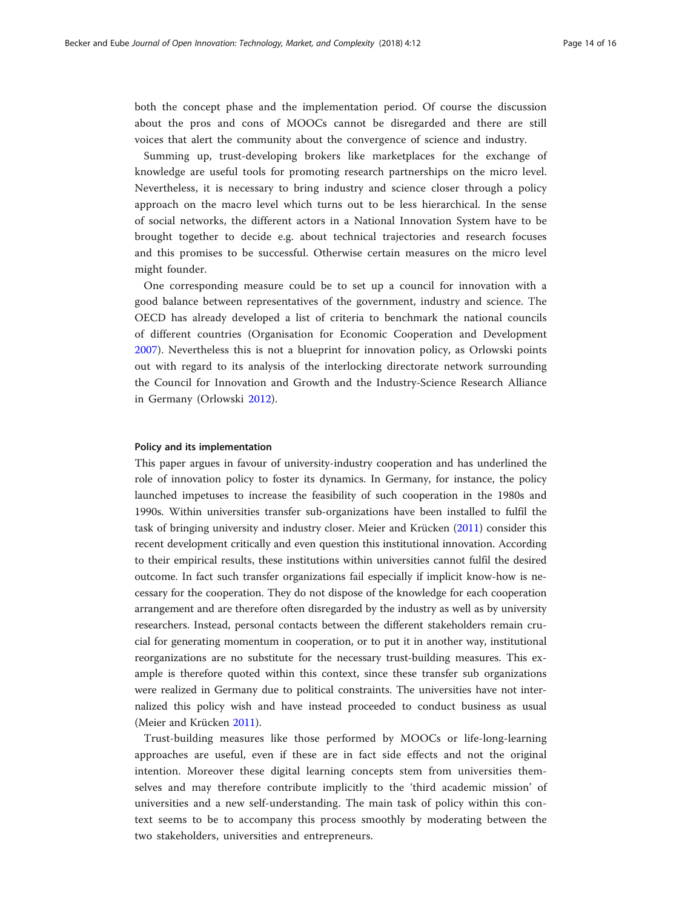both the concept phase and the implementation period. Of course the discussion about the pros and cons of MOOCs cannot be disregarded and there are still voices that alert the community about the convergence of science and industry.

Summing up, trust-developing brokers like marketplaces for the exchange of knowledge are useful tools for promoting research partnerships on the micro level. Nevertheless, it is necessary to bring industry and science closer through a policy approach on the macro level which turns out to be less hierarchical. In the sense of social networks, the different actors in a National Innovation System have to be brought together to decide e.g. about technical trajectories and research focuses and this promises to be successful. Otherwise certain measures on the micro level might founder.

One corresponding measure could be to set up a council for innovation with a good balance between representatives of the government, industry and science. The OECD has already developed a list of criteria to benchmark the national councils of different countries (Organisation for Economic Cooperation and Development 2007). Nevertheless this is not a blueprint for innovation policy, as Orlowski points out with regard to its analysis of the interlocking directorate network surrounding the Council for Innovation and Growth and the Industry-Science Research Alliance in Germany (Orlowski 2012).

#### Policy and its implementation

This paper argues in favour of university-industry cooperation and has underlined the role of innovation policy to foster its dynamics. In Germany, for instance, the policy launched impetuses to increase the feasibility of such cooperation in the 1980s and 1990s. Within universities transfer sub-organizations have been installed to fulfil the task of bringing university and industry closer. Meier and Krücken (2011) consider this recent development critically and even question this institutional innovation. According to their empirical results, these institutions within universities cannot fulfil the desired outcome. In fact such transfer organizations fail especially if implicit know-how is necessary for the cooperation. They do not dispose of the knowledge for each cooperation arrangement and are therefore often disregarded by the industry as well as by university researchers. Instead, personal contacts between the different stakeholders remain crucial for generating momentum in cooperation, or to put it in another way, institutional reorganizations are no substitute for the necessary trust-building measures. This example is therefore quoted within this context, since these transfer sub organizations were realized in Germany due to political constraints. The universities have not internalized this policy wish and have instead proceeded to conduct business as usual (Meier and Krücken 2011).

Trust-building measures like those performed by MOOCs or life-long-learning approaches are useful, even if these are in fact side effects and not the original intention. Moreover these digital learning concepts stem from universities themselves and may therefore contribute implicitly to the 'third academic mission' of universities and a new self-understanding. The main task of policy within this context seems to be to accompany this process smoothly by moderating between the two stakeholders, universities and entrepreneurs.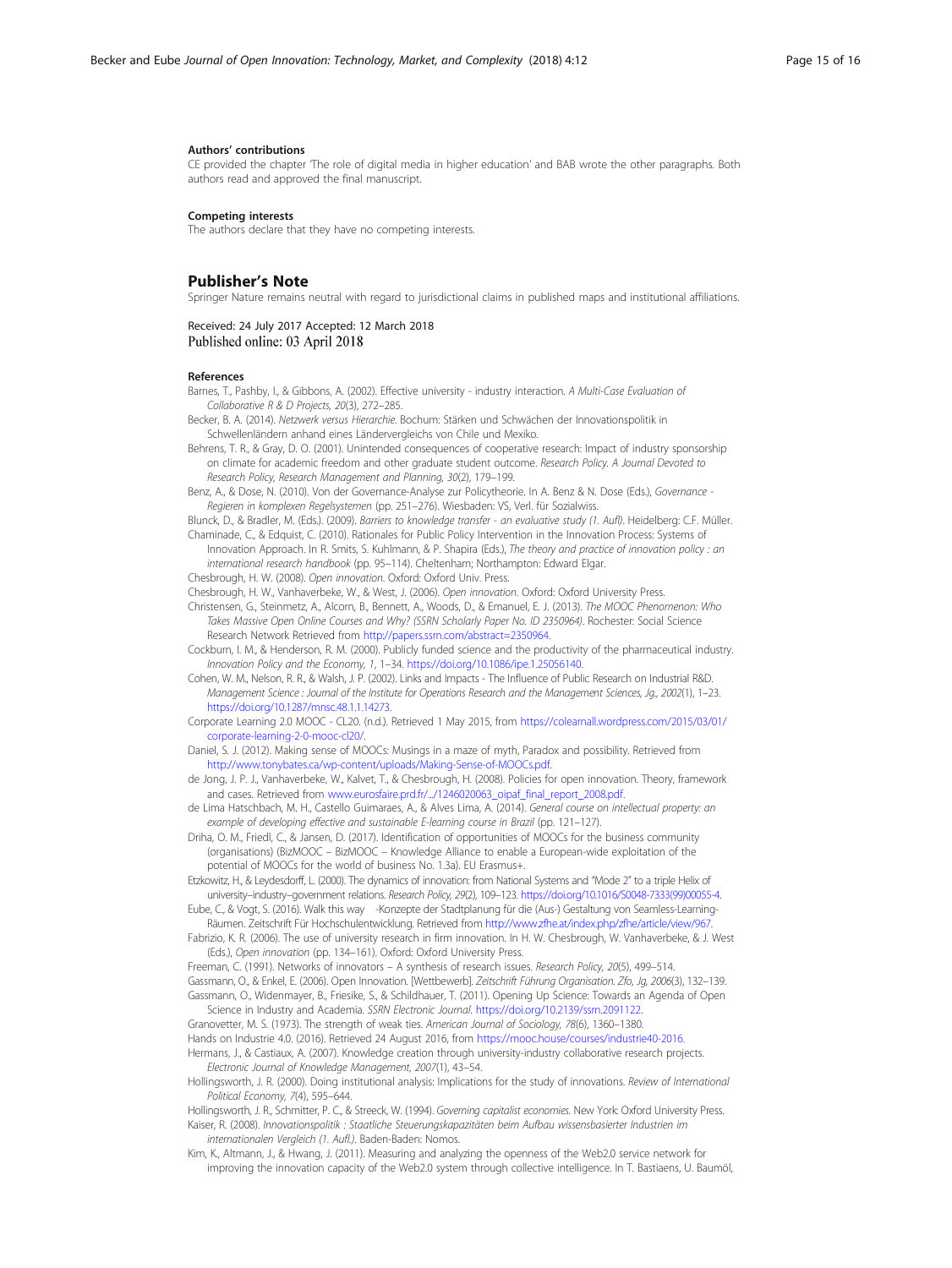### Authors' contributions

CE provided the chapter 'The role of digital media in higher education' and BAB wrote the other paragraphs. Both authors read and approved the final manuscript.

### Competing interests

The authors declare that they have no competing interests.

## Publisher's Note

Springer Nature remains neutral with regard to jurisdictional claims in published maps and institutional affiliations.

Received: 24 July 2017 Accepted: 12 March 2018
Published online: 03 April 2018

### References

Barnes, T., Pashby, I., & Gibbons, A. (2002). Effective university - industry interaction. *A Multi-Case Evaluation of Collaborative R & D Projects, 20*(3), 272–285.

Becker, B. A. (2014). *Netzwerk versus Hierarchie*. Bochum: Stärken und Schwächen der Innovationspolitik in Schwellenländern anhand eines Ländervergleichs von Chile und Mexiko.

Behrens, T. R., & Gray, D. O. (2001). Unintended consequences of cooperative research: Impact of industry sponsorship on climate for academic freedom and other graduate student outcome. *Research Policy. A Journal Devoted to Research Policy, Research Management and Planning, 30*(2), 179–199.

Benz, A., & Dose, N. (2010). Von der Governance-Analyse zur Policytheorie. In A. Benz & N. Dose (Eds.), *Governance - Regieren in komplexen Regelsystemen* (pp. 251–276). Wiesbaden: VS, Verl. für Sozialwiss.

Blunck, D., & Bradler, M. (Eds.). (2009). *Barriers to knowledge transfer - an evaluative study (1. Aufl)*. Heidelberg: C.F. Müller.

Chaminade, C., & Edquist, C. (2010). Rationales for Public Policy Intervention in the Innovation Process: Systems of Innovation Approach. In R. Smits, S. Kuhlmann, & P. Shapira (Eds.), *The theory and practice of innovation policy : an international research handbook* (pp. 95–114). Cheltenham; Northampton: Edward Elgar.

Chesbrough, H. W. (2008). *Open innovation*. Oxford: Oxford Univ. Press.

Chesbrough, H. W., Vanhaverbeke, W., & West, J. (2006). *Open innovation*. Oxford: Oxford University Press.

Christensen, G., Steinmetz, A., Alcorn, B., Bennett, A., Woods, D., & Emanuel, E. J. (2013). *The MOOC Phenomenon: Who Takes Massive Open Online Courses and Why? (SSRN Scholarly Paper No. ID 2350964)*. Rochester: Social Science Research Network Retrieved from http://papers.ssrn.com/abstract=2350964.

Cockburn, I. M., & Henderson, R. M. (2000). Publicly funded science and the productivity of the pharmaceutical industry. *Innovation Policy and the Economy, 1*, 1–34. https://doi.org/10.1086/ipe.1.25056140.

Cohen, W. M., Nelson, R. R., & Walsh, J. P. (2002). Links and Impacts - The Influence of Public Research on Industrial R&D. *Management Science : Journal of the Institute for Operations Research and the Management Sciences, Jg., 2002*(1), 1–23. https://doi.org/10.1287/mnsc.48.1.1.14273.

Corporate Learning 2.0 MOOC - CL20. (n.d.). Retrieved 1 May 2015, from https://colearnall.wordpress.com/2015/03/01/corporate-learning-2-0-mooc-cl20/.

Daniel, S. J. (2012). Making sense of MOOCs: Musings in a maze of myth, Paradox and possibility. Retrieved from http://www.tonybates.ca/wp-content/uploads/Making-Sense-of-MOOCs.pdf.

de Jong, J. P. J., Vanhaverbeke, W., Kalvet, T., & Chesbrough, H. (2008). Policies for open innovation. Theory, framework and cases. Retrieved from www.eurosfaire.prd.fr/.../1246020063_oipaf_final_report_2008.pdf.

de Lima Hatschbach, M. H., Castello Guimaraes, A., & Alves Lima, A. (2014). *General course on intellectual property: an example of developing effective and sustainable E-learning course in Brazil* (pp. 121–127).

Driha, O. M., Friedl, C., & Jansen, D. (2017). Identification of opportunities of MOOCs for the business community (organisations) (BizMOOC – BizMOOC – Knowledge Alliance to enable a European-wide exploitation of the potential of MOOCs for the world of business No. 1.3a). EU Erasmus+.

Etzkowitz, H., & Leydesdorff, L. (2000). The dynamics of innovation: from National Systems and "Mode 2" to a triple Helix of university–industry–government relations. *Research Policy, 29*(2), 109–123. https://doi.org/10.1016/S0048-7333(99)00055-4.

Eube, C., & Vogt, S. (2016). Walk this way -Konzepte der Stadtplanung für die (Aus-) Gestaltung von Seamless-Learning-Räumen. Zeitschrift Für Hochschulentwicklung. Retrieved from http://www.zfhe.at/index.php/zfhe/article/view/967.

Fabrizio, K. R. (2006). The use of university research in firm innovation. In H. W. Chesbrough, W. Vanhaverbeke, & J. West (Eds.), *Open innovation* (pp. 134–161). Oxford: Oxford University Press.

Freeman, C. (1991). Networks of innovators – A synthesis of research issues. *Research Policy, 20*(5), 499–514.

Gassmann, O., & Enkel, E. (2006). Open Innovation. [Wettbewerb]. *Zeitschrift Führung Organisation. Zfo, Jg, 2006*(3), 132–139.

Gassmann, O., Widenmayer, B., Friesike, S., & Schildhauer, T. (2011). Opening Up Science: Towards an Agenda of Open Science in Industry and Academia. *SSRN Electronic Journal*. https://doi.org/10.2139/ssrn.2091122.

Granovetter, M. S. (1973). The strength of weak ties. *American Journal of Sociology, 78*(6), 1360–1380.

Hands on Industrie 4.0. (2016). Retrieved 24 August 2016, from https://mooc.house/courses/industrie40-2016.

Hermans, J., & Castiaux, A. (2007). Knowledge creation through university-industry collaborative research projects. *Electronic Journal of Knowledge Management, 2007*(1), 43–54.

Hollingsworth, J. R. (2000). Doing institutional analysis: Implications for the study of innovations. *Review of International Political Economy, 7*(4), 595–644.

Hollingsworth, J. R., Schmitter, P. C., & Streeck, W. (1994). *Governing capitalist economies*. New York: Oxford University Press.

Kaiser, R. (2008). *Innovationspolitik : Staatliche Steuerungskapazitäten beim Aufbau wissensbasierter Industrien im internationalen Vergleich (1. Aufl.)*. Baden-Baden: Nomos.

Kim, K., Altmann, J., & Hwang, J. (2011). Measuring and analyzing the openness of the Web2.0 service network for improving the innovation capacity of the Web2.0 system through collective intelligence. In T. Bastiaens, U. Baumöl,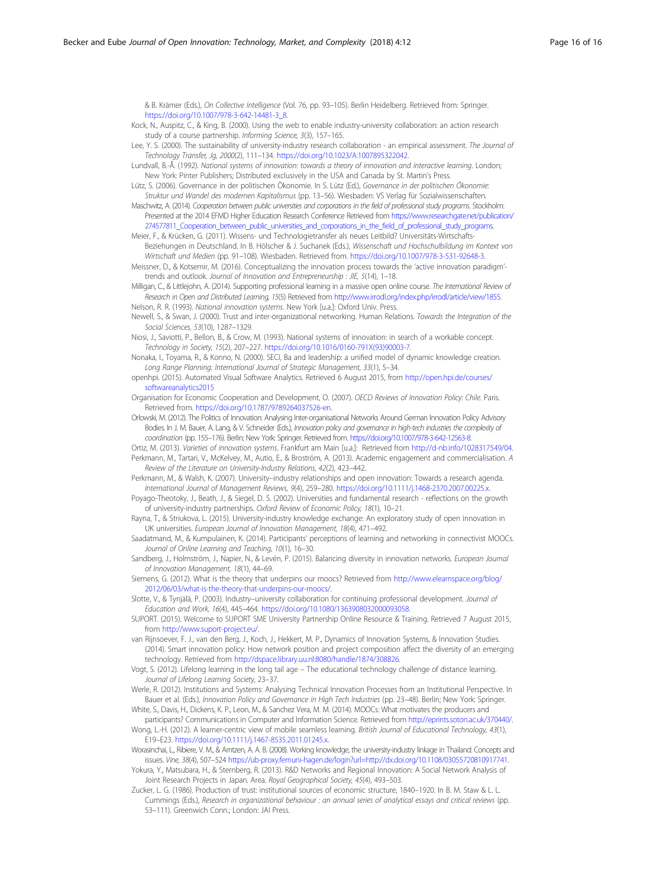& B. Krämer (Eds.), *On Collective Intelligence* (Vol. 76, pp. 93–105). Berlin Heidelberg. Retrieved from: Springer. https://doi.org/10.1007/978-3-642-14481-3_8.

Kock, N., Auspitz, C., & King, B. (2000). Using the web to enable industry-university collaboration: an action research study of a course partnership. *Informing Science, 3*(3), 157–165.

Lee, Y. S. (2000). The sustainability of university-industry research collaboration - an empirical assessment. *The Journal of Technology Transfer, Jg, 2000*(2), 111–134. https://doi.org/10.1023/A:1007895322042.

Lundvall, B.-Å. (1992). *National systems of innovation: towards a theory of innovation and interactive learning*. London; New York: Pinter Publishers; Distributed exclusively in the USA and Canada by St. Martin's Press.

Lütz, S. (2006). Governance in der politischen Ökonomie. In S. Lütz (Ed.), *Governance in der politischen Ökonomie: Struktur und Wandel des modernen Kapitalismus* (pp. 13–56). Wiesbaden: VS Verlag für Sozialwissenschaften.

Maschwitz, A. (2014). *Cooperation between public universities and corporations in the field of professional study programs*. Stockholm: Presented at the 2014 EFMD Higher Education Research Conference Retrieved from https://www.researchgate.net/publication/274577811_Cooperation_between_public_universities_and_corporations_in_the_field_of_professional_study_programs.

Meier, F., & Krücken, G. (2011). Wissens- und Technologietransfer als neues Leitbild? Universitäts-Wirtschafts-Beziehungen in Deutschland. In B. Hölscher & J. Suchanek (Eds.), *Wissenschaft und Hochschulbildung im Kontext von Wirtschaft und Medien* (pp. 91–108). Wiesbaden. Retrieved from. https://doi.org/10.1007/978-3-531-92648-3.

Meissner, D., & Kotsemir, M. (2016). Conceptualizing the innovation process towards the 'active innovation paradigm'-trends and outlook. *Journal of Innovation and Entrepreneurship : JIE, 5*(14), 1–18.

Milligan, C., & Littlejohn, A. (2014). Supporting professional learning in a massive open online course. *The International Review of Research in Open and Distributed Learning, 15*(5) Retrieved from http://www.irrodl.org/index.php/irrodl/article/view/1855.

Nelson, R. R. (1993). *National innovation systems*. New York [u.a.]: Oxford Univ. Press.

Newell, S., & Swan, J. (2000). Trust and inter-organizational networking. Human Relations. *Towards the Integration of the Social Sciences, 53*(10), 1287–1329.

Niosi, J., Saviotti, P., Bellon, B., & Crow, M. (1993). National systems of innovation: in search of a workable concept. *Technology in Society, 15*(2), 207–227. https://doi.org/10.1016/0160-791X(93)90003-7.

Nonaka, I., Toyama, R., & Konno, N. (2000). SECI, Ba and leadership: a unified model of dynamic knowledge creation. *Long Range Planning: International Journal of Strategic Management, 33*(1), 5–34.

openhpi. (2015). Automated Visual Software Analytics. Retrieved 6 August 2015, from http://open.hpi.de/courses/softwareanalytics2015

Organisation for Economic Cooperation and Development, O. (2007). *OECD Reviews of Innovation Policy: Chile*. Paris. Retrieved from. https://doi.org/10.1787/9789264037526-en.

Orlowski, M. (2012). The Politics of Innovation: Analysing Inter-organisational Networks Around German Innovation Policy Advisory Bodies. In J. M. Bauer, A. Lang, & V. Schneider (Eds.), *Innovation policy and governance in high-tech industries the complexity of coordination* (pp. 155–176). Berlin; New York: Springer. Retrieved from. https://doi.org/10.1007/978-3-642-12563-8.

Ortiz, M. (2013). *Varieties of innovation systems*. Frankfurt am Main [u.a.]: Retrieved from http://d-nb.info/1028317549/04.

Perkmann, M., Tartari, V., McKelvey, M., Autio, E., & Broström, A. (2013). Academic engagement and commercialisation. *A Review of the Literature on University-Industry Relations, 42*(2), 423–442.

Perkmann, M., & Walsh, K. (2007). University–industry relationships and open innovation: Towards a research agenda. *International Journal of Management Reviews, 9*(4), 259–280. https://doi.org/10.1111/j.1468-2370.2007.00225.x.

Poyago-Theotoky, J., Beath, J., & Siegel, D. S. (2002). Universities and fundamental research - reflections on the growth of university-industry partnerships. *Oxford Review of Economic Policy, 18*(1), 10–21.

Rayna, T., & Striukova, L. (2015). University-industry knowledge exchange: An exploratory study of open innovation in UK universities. *European Journal of Innovation Management, 18*(4), 471–492.

Saadatmand, M., & Kumpulainen, K. (2014). Participants' perceptions of learning and networking in connectivist MOOCs. *Journal of Online Learning and Teaching, 10*(1), 16–30.

Sandberg, J., Holmström, J., Napier, N., & Levén, P. (2015). Balancing diversity in innovation networks. *European Journal of Innovation Management, 18*(1), 44–69.

Siemens, G. (2012). What is the theory that underpins our moocs? Retrieved from http://www.elearnspace.org/blog/2012/06/03/what-is-the-theory-that-underpins-our-moocs/.

Slotte, V., & Tynjälä, P. (2003). Industry–university collaboration for continuing professional development. *Journal of Education and Work, 16*(4), 445–464. https://doi.org/10.1080/1363908032000093058.

SUPORT. (2015). Welcome to SUPORT SME University Partnership Online Resource & Training. Retrieved 7 August 2015, from http://www.suport-project.eu/.

van Rijnsoever, F. J., van den Berg, J., Koch, J., Hekkert, M. P., Dynamics of Innovation Systems, & Innovation Studies. (2014). Smart innovation policy: How network position and project composition affect the diversity of an emerging technology. Retrieved from http://dspace.library.uu.nl:8080/handle/1874/308826.

Vogt, S. (2012). Lifelong learning in the long tail age – The educational technology challenge of distance learning. *Journal of Lifelong Learning Society*, 23–37.

Werle, R. (2012). Institutions and Systems: Analysing Technical Innovation Processes from an Institutional Perspective. In Bauer et al. (Eds.), *Innovation Policy and Governance in High Tech Industries* (pp. 23–48). Berlin; New York: Springer.

White, S., Davis, H., Dickens, K. P., Leon, M., & Sanchez Vera, M. M. (2014). MOOCs: What motivates the producers and participants? Communications in Computer and Information Science. Retrieved from http://eprints.soton.ac.uk/370440/.

Wong, L.-H. (2012). A learner-centric view of mobile seamless learning. *British Journal of Educational Technology, 43*(1), E19–E23. https://doi.org/10.1111/j.1467-8535.2011.01245.x.

Worasinchai, L., Ribiere, V. M., & Arntzen, A. A. B. (2008). Working knowledge, the university-industry linkage in Thailand: Concepts and issues. *Vine, 38*(4), 507–524 https://ub-proxy.fernuni-hagen.de/login?url=http://dx.doi.org/10.1108/03055720810917741.

Yokura, Y., Matsubara, H., & Sternberg, R. (2013). R&D Networks and Regional Innovation: A Social Network Analysis of Joint Research Projects in Japan. Area. *Royal Geographical Society, 45*(4), 493–503.

Zucker, L. G. (1986). Production of trust: institutional sources of economic structure, 1840–1920. In B. M. Staw & L. L. Cummings (Eds.), *Research in organizational behaviour : an annual series of analytical essays and critical reviews* (pp. 53–111). Greenwich Conn.; London: JAI Press.